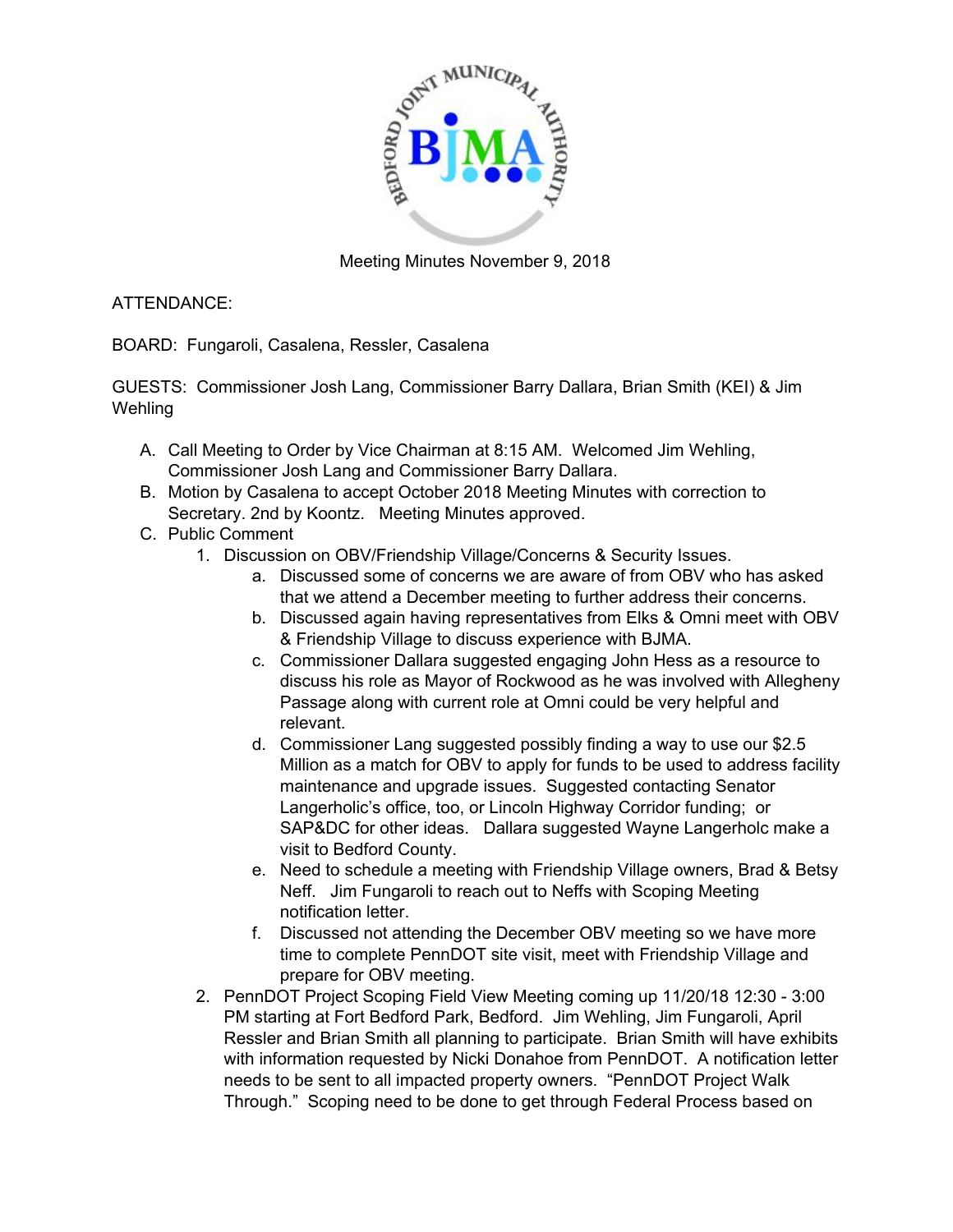Meeting Minutes November 9, 2018

ATTENDANCE:

BOARD: Fungaroli, Casalena, Ressler, Casalena

GUESTS: Commissioner Josh Lang, Commissioner Barry Dallara, Brian Smith (KEI) & Jim Wehling

A. Call Meeting to Order by Vice Chairman at 8:15 AM. Welcomed Jim Wehling, Commissioner Josh Lang and Commissioner Barry Dallara.
B. Motion by Casalena to accept October 2018 Meeting Minutes with correction to Secretary. 2nd by Koontz. Meeting Minutes approved.
C. Public Comment
   1. Discussion on OBV/Friendship Village/Concerns & Security Issues.
      a. Discussed some of concerns we are aware of from OBV who has asked that we attend a December meeting to further address their concerns.
      b. Discussed again having representatives from Elks & Omni meet with OBV & Friendship Village to discuss experience with BJMA.
      c. Commissioner Dallara suggested engaging John Hess as a resource to discuss his role as Mayor of Rockwood as he was involved with Allegheny Passage along with current role at Omni could be very helpful and relevant.
      d. Commissioner Lang suggested possibly finding a way to use our $2.5 Million as a match for OBV to apply for funds to be used to address facility maintenance and upgrade issues. Suggested contacting Senator Langerholic's office, too, or Lincoln Highway Corridor funding; or SAP&DC for other ideas. Dallara suggested Wayne Langerholc make a visit to Bedford County.
      e. Need to schedule a meeting with Friendship Village owners, Brad & Betsy Neff. Jim Fungaroli to reach out to Neffs with Scoping Meeting notification letter.
      f. Discussed not attending the December OBV meeting so we have more time to complete PennDOT site visit, meet with Friendship Village and prepare for OBV meeting.
   2. PennDOT Project Scoping Field View Meeting coming up 11/20/18 12:30 - 3:00 PM starting at Fort Bedford Park, Bedford. Jim Wehling, Jim Fungaroli, April Ressler and Brian Smith all planning to participate. Brian Smith will have exhibits with information requested by Nicki Donahoe from PennDOT. A notification letter needs to be sent to all impacted property owners. "PennDOT Project Walk Through." Scoping need to be done to get through Federal Process based on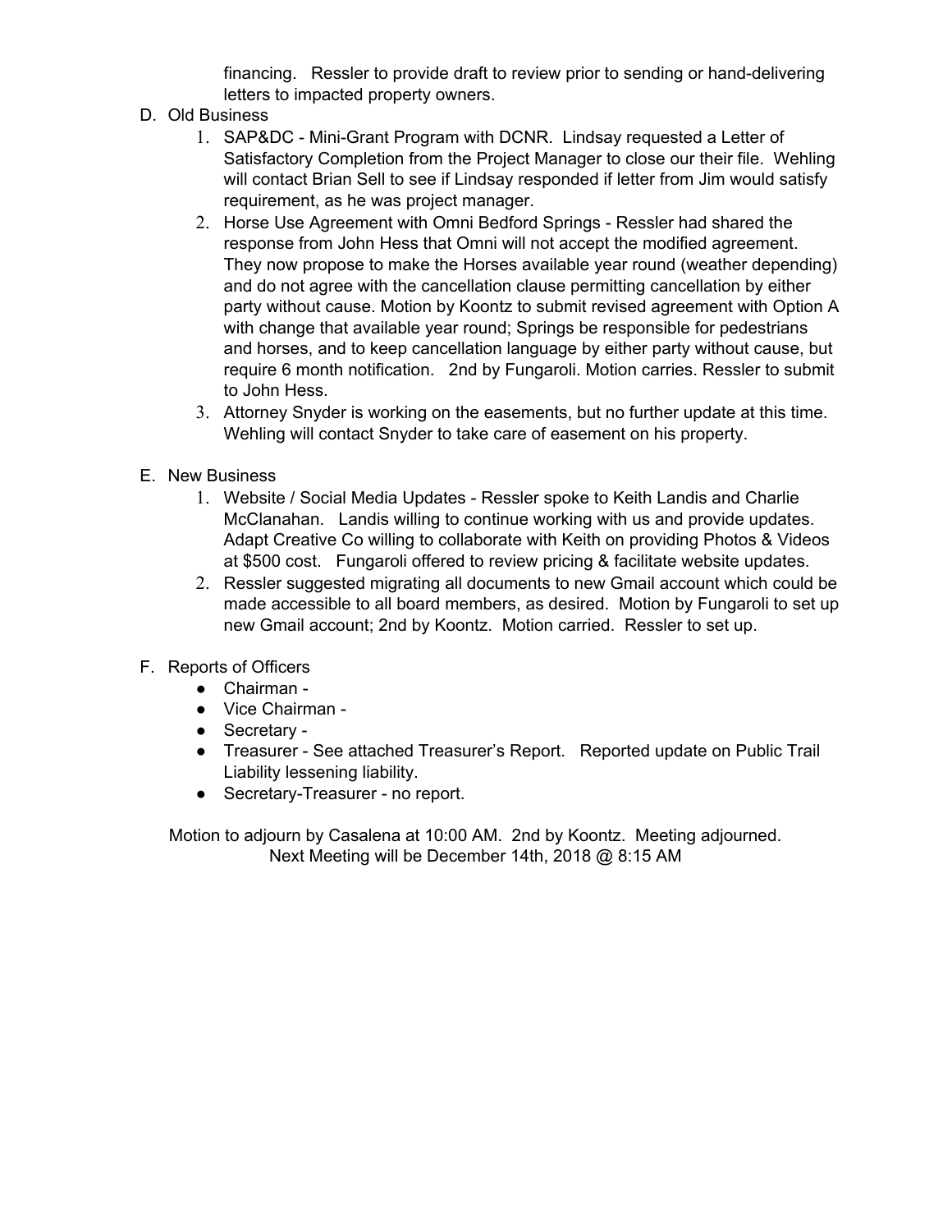financing. Ressler to provide draft to review prior to sending or hand-delivering letters to impacted property owners.

D. Old Business

1. SAP&DC - Mini-Grant Program with DCNR. Lindsay requested a Letter of Satisfactory Completion from the Project Manager to close our their file. Wehling will contact Brian Sell to see if Lindsay responded if letter from Jim would satisfy requirement, as he was project manager.
2. Horse Use Agreement with Omni Bedford Springs - Ressler had shared the response from John Hess that Omni will not accept the modified agreement. They now propose to make the Horses available year round (weather depending) and do not agree with the cancellation clause permitting cancellation by either party without cause. Motion by Koontz to submit revised agreement with Option A with change that available year round; Springs be responsible for pedestrians and horses, and to keep cancellation language by either party without cause, but require 6 month notification. 2nd by Fungaroli. Motion carries. Ressler to submit to John Hess.
3. Attorney Snyder is working on the easements, but no further update at this time. Wehling will contact Snyder to take care of easement on his property.

E. New Business

1. Website / Social Media Updates - Ressler spoke to Keith Landis and Charlie McClanahan. Landis willing to continue working with us and provide updates. Adapt Creative Co willing to collaborate with Keith on providing Photos & Videos at $500 cost. Fungaroli offered to review pricing & facilitate website updates.
2. Ressler suggested migrating all documents to new Gmail account which could be made accessible to all board members, as desired. Motion by Fungaroli to set up new Gmail account; 2nd by Koontz. Motion carried. Ressler to set up.

F. Reports of Officers

- Chairman -
- Vice Chairman -
- Secretary -
- Treasurer - See attached Treasurer's Report. Reported update on Public Trail Liability lessening liability.
- Secretary-Treasurer - no report.

Motion to adjourn by Casalena at 10:00 AM. 2nd by Koontz. Meeting adjourned.

Next Meeting will be December 14th, 2018 @ 8:15 AM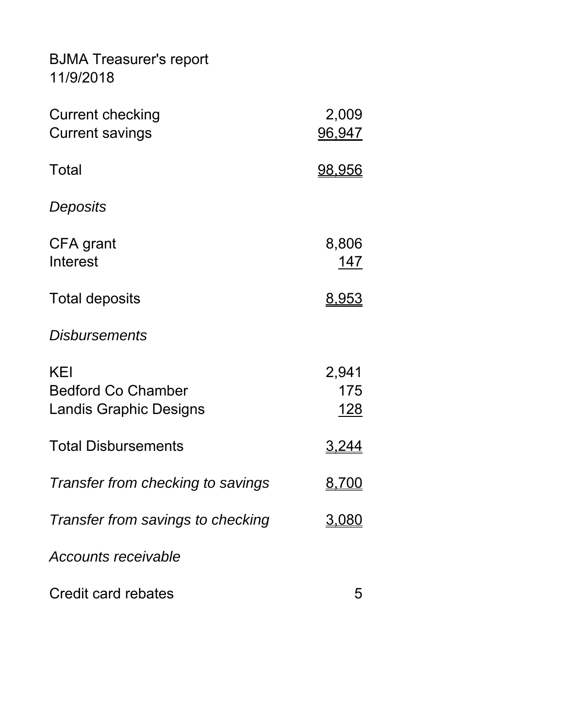BJMA Treasurer's report
11/9/2018

| | |
|---|---|
| Current checking | 2,009 |
| Current savings | 96,947 |
| Total | 98,956 |
| *Deposits* | |
| CFA grant | 8,806 |
| Interest | 147 |
| Total deposits | 8,953 |
| *Disbursements* | |
| KEI | 2,941 |
| Bedford Co Chamber | 175 |
| Landis Graphic Designs | 128 |
| Total Disbursements | 3,244 |
| *Transfer from checking to savings* | 8,700 |
| *Transfer from savings to checking* | 3,080 |
| *Accounts receivable* | |
| Credit card rebates | 5 |